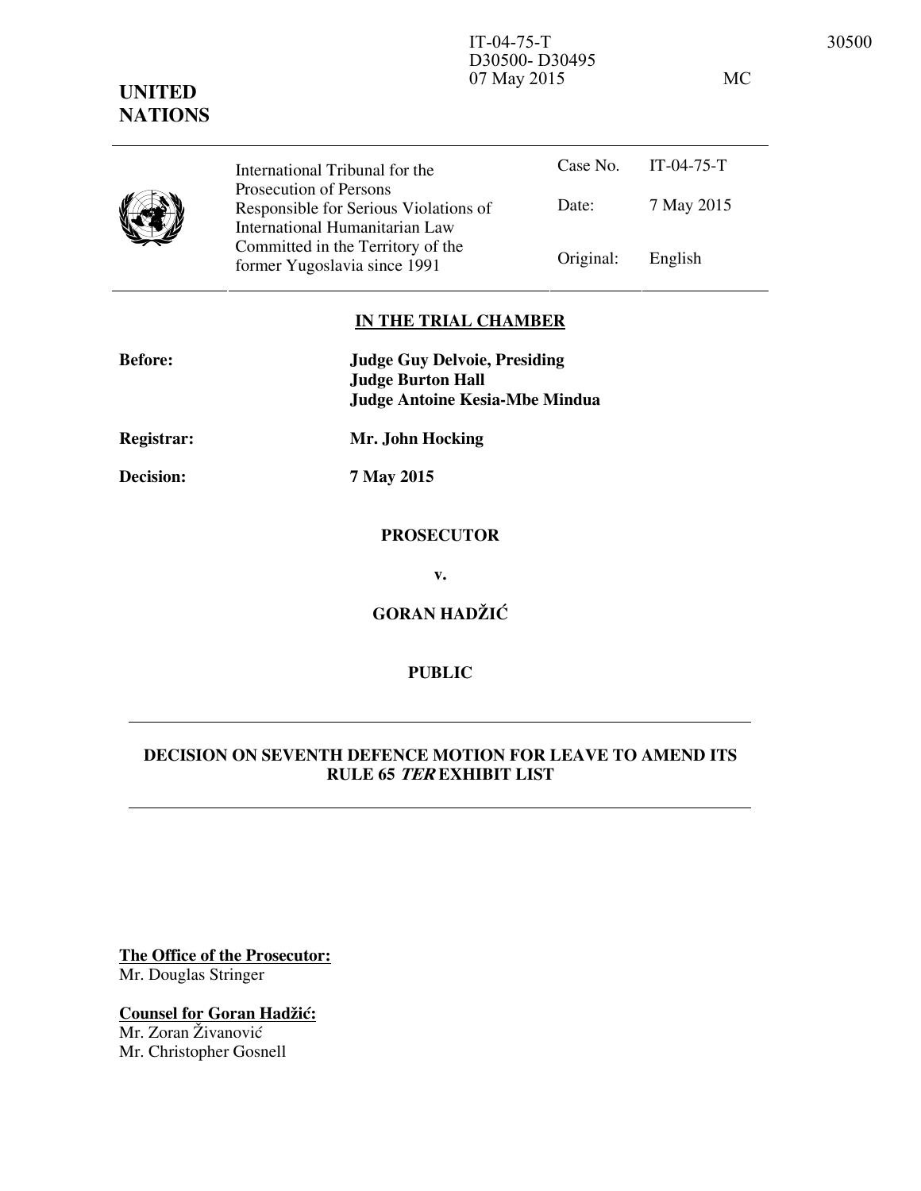IT-04-75-T
D30500- D30495
07 May 2015 MC

**UNITED NATIONS**

| | | | |
|---|---|---|---|
| | International Tribunal for the Prosecution of Persons Responsible for Serious Violations of International Humanitarian Law Committed in the Territory of the former Yugoslavia since 1991 | Case No. | IT-04-75-T |
| | | Date: | 7 May 2015 |
| | | Original: | English |

**IN THE TRIAL CHAMBER**

**Before:** **Judge Guy Delvoie, Presiding**
**Judge Burton Hall**
**Judge Antoine Kesia-Mbe Mindua**

**Registrar:** **Mr. John Hocking**

**Decision:** **7 May 2015**

**PROSECUTOR**

**v.**

**GORAN HADŽIĆ**

**PUBLIC**

**DECISION ON SEVENTH DEFENCE MOTION FOR LEAVE TO AMEND ITS RULE 65 *TER* EXHIBIT LIST**

**The Office of the Prosecutor:**
Mr. Douglas Stringer

**Counsel for Goran Hadžić:**
Mr. Zoran Živanović
Mr. Christopher Gosnell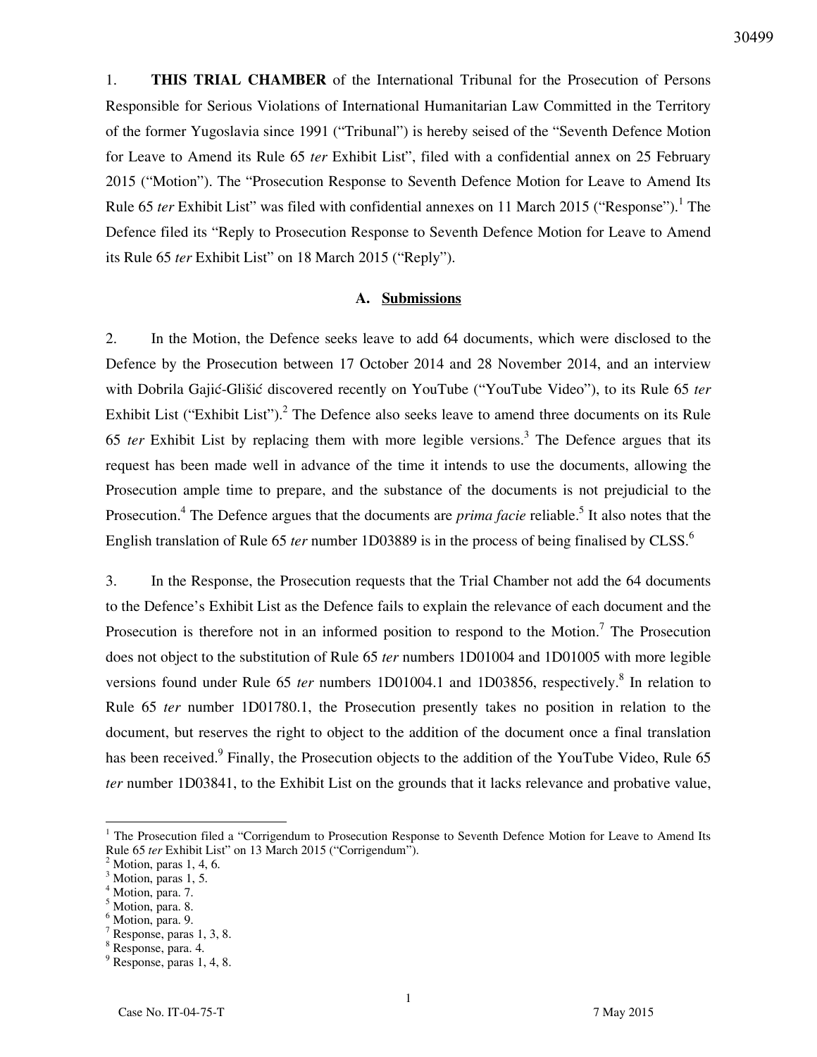1. **THIS TRIAL CHAMBER** of the International Tribunal for the Prosecution of Persons Responsible for Serious Violations of International Humanitarian Law Committed in the Territory of the former Yugoslavia since 1991 ("Tribunal") is hereby seised of the "Seventh Defence Motion for Leave to Amend its Rule 65 *ter* Exhibit List", filed with a confidential annex on 25 February 2015 ("Motion"). The "Prosecution Response to Seventh Defence Motion for Leave to Amend Its Rule 65 *ter* Exhibit List" was filed with confidential annexes on 11 March 2015 ("Response").[1] The Defence filed its "Reply to Prosecution Response to Seventh Defence Motion for Leave to Amend its Rule 65 *ter* Exhibit List" on 18 March 2015 ("Reply").

## A. Submissions

2. In the Motion, the Defence seeks leave to add 64 documents, which were disclosed to the Defence by the Prosecution between 17 October 2014 and 28 November 2014, and an interview with Dobrila Gajić-Glišić discovered recently on YouTube ("YouTube Video"), to its Rule 65 *ter* Exhibit List ("Exhibit List").[2] The Defence also seeks leave to amend three documents on its Rule 65 *ter* Exhibit List by replacing them with more legible versions.[3] The Defence argues that its request has been made well in advance of the time it intends to use the documents, allowing the Prosecution ample time to prepare, and the substance of the documents is not prejudicial to the Prosecution.[4] The Defence argues that the documents are *prima facie* reliable.[5] It also notes that the English translation of Rule 65 *ter* number 1D03889 is in the process of being finalised by CLSS.[6]

3. In the Response, the Prosecution requests that the Trial Chamber not add the 64 documents to the Defence's Exhibit List as the Defence fails to explain the relevance of each document and the Prosecution is therefore not in an informed position to respond to the Motion.[7] The Prosecution does not object to the substitution of Rule 65 *ter* numbers 1D01004 and 1D01005 with more legible versions found under Rule 65 *ter* numbers 1D01004.1 and 1D03856, respectively.[8] In relation to Rule 65 *ter* number 1D01780.1, the Prosecution presently takes no position in relation to the document, but reserves the right to object to the addition of the document once a final translation has been received.[9] Finally, the Prosecution objects to the addition of the YouTube Video, Rule 65 *ter* number 1D03841, to the Exhibit List on the grounds that it lacks relevance and probative value,

---

[1] The Prosecution filed a "Corrigendum to Prosecution Response to Seventh Defence Motion for Leave to Amend Its Rule 65 *ter* Exhibit List" on 13 March 2015 ("Corrigendum").
[2] Motion, paras 1, 4, 6.
[3] Motion, paras 1, 5.
[4] Motion, para. 7.
[5] Motion, para. 8.
[6] Motion, para. 9.
[7] Response, paras 1, 3, 8.
[8] Response, para. 4.
[9] Response, paras 1, 4, 8.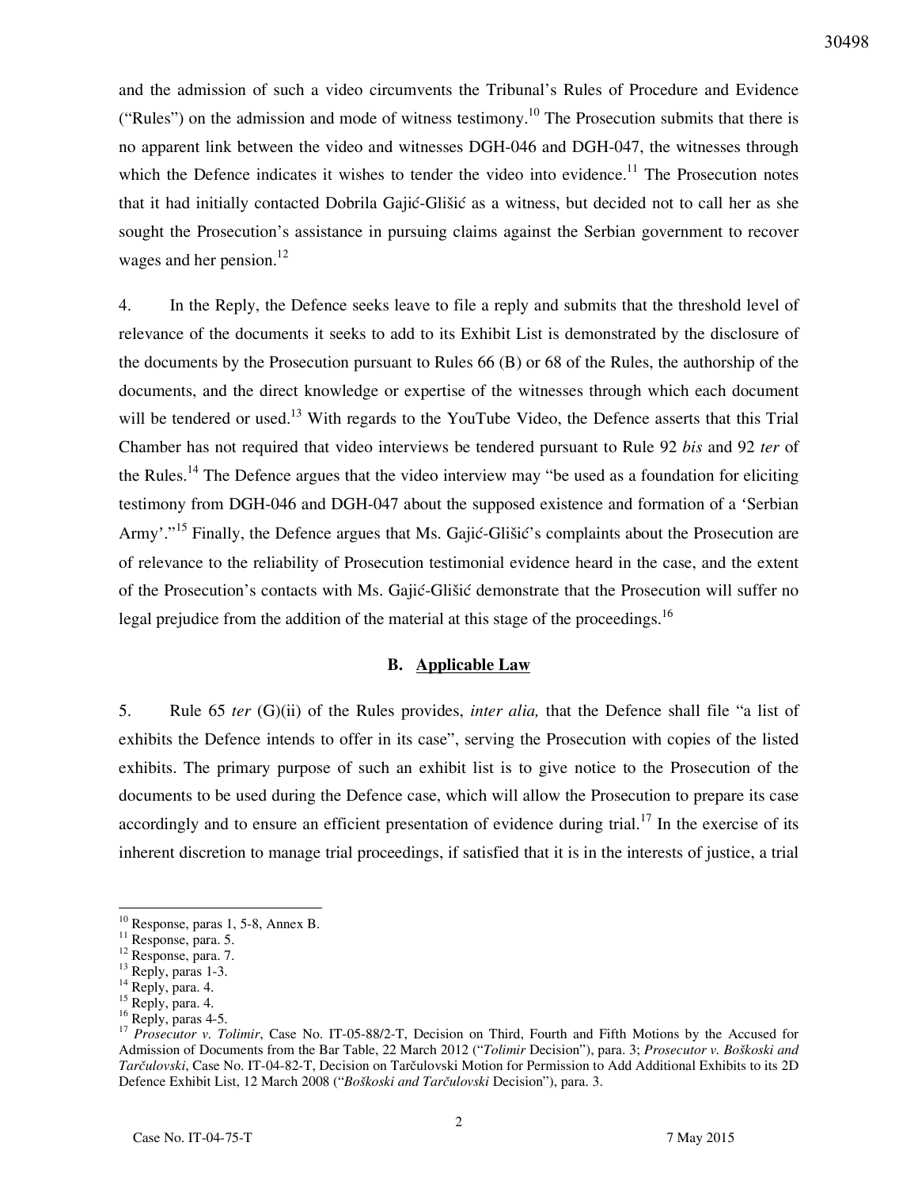and the admission of such a video circumvents the Tribunal's Rules of Procedure and Evidence ("Rules") on the admission and mode of witness testimony.[10] The Prosecution submits that there is no apparent link between the video and witnesses DGH-046 and DGH-047, the witnesses through which the Defence indicates it wishes to tender the video into evidence.[11] The Prosecution notes that it had initially contacted Dobrila Gajić-Glišić as a witness, but decided not to call her as she sought the Prosecution's assistance in pursuing claims against the Serbian government to recover wages and her pension.[12]

4. In the Reply, the Defence seeks leave to file a reply and submits that the threshold level of relevance of the documents it seeks to add to its Exhibit List is demonstrated by the disclosure of the documents by the Prosecution pursuant to Rules 66 (B) or 68 of the Rules, the authorship of the documents, and the direct knowledge or expertise of the witnesses through which each document will be tendered or used.[13] With regards to the YouTube Video, the Defence asserts that this Trial Chamber has not required that video interviews be tendered pursuant to Rule 92 *bis* and 92 *ter* of the Rules.[14] The Defence argues that the video interview may "be used as a foundation for eliciting testimony from DGH-046 and DGH-047 about the supposed existence and formation of a 'Serbian Army'."[15] Finally, the Defence argues that Ms. Gajić-Glišić's complaints about the Prosecution are of relevance to the reliability of Prosecution testimonial evidence heard in the case, and the extent of the Prosecution's contacts with Ms. Gajić-Glišić demonstrate that the Prosecution will suffer no legal prejudice from the addition of the material at this stage of the proceedings.[16]

### B. Applicable Law

5. Rule 65 *ter* (G)(ii) of the Rules provides, *inter alia,* that the Defence shall file "a list of exhibits the Defence intends to offer in its case", serving the Prosecution with copies of the listed exhibits. The primary purpose of such an exhibit list is to give notice to the Prosecution of the documents to be used during the Defence case, which will allow the Prosecution to prepare its case accordingly and to ensure an efficient presentation of evidence during trial.[17] In the exercise of its inherent discretion to manage trial proceedings, if satisfied that it is in the interests of justice, a trial

---

[10] Response, paras 1, 5-8, Annex B.

[11] Response, para. 5.

[12] Response, para. 7.

[13] Reply, paras 1-3.

[14] Reply, para. 4.

[15] Reply, para. 4.

[16] Reply, paras 4-5.

[17] *Prosecutor v. Tolimir*, Case No. IT-05-88/2-T, Decision on Third, Fourth and Fifth Motions by the Accused for Admission of Documents from the Bar Table, 22 March 2012 ("*Tolimir* Decision"), para. 3; *Prosecutor v. Boškoski and Tarčulovski*, Case No. IT-04-82-T, Decision on Tarčulovski Motion for Permission to Add Additional Exhibits to its 2D Defence Exhibit List, 12 March 2008 ("*Boškoski and Tarčulovski* Decision"), para. 3.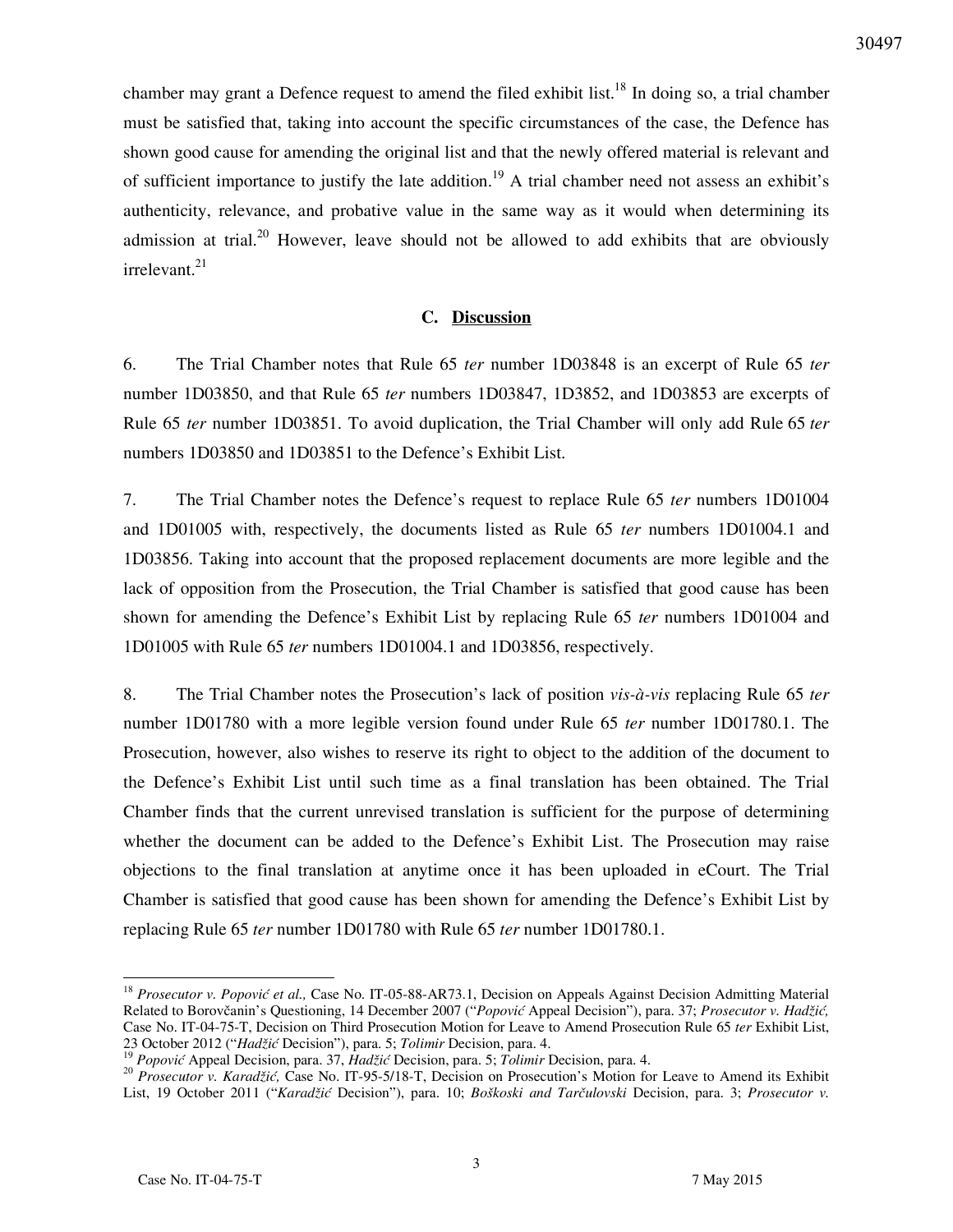chamber may grant a Defence request to amend the filed exhibit list.[18] In doing so, a trial chamber must be satisfied that, taking into account the specific circumstances of the case, the Defence has shown good cause for amending the original list and that the newly offered material is relevant and of sufficient importance to justify the late addition.[19] A trial chamber need not assess an exhibit's authenticity, relevance, and probative value in the same way as it would when determining its admission at trial.[20] However, leave should not be allowed to add exhibits that are obviously irrelevant.[21]

### C. Discussion

6. The Trial Chamber notes that Rule 65 *ter* number 1D03848 is an excerpt of Rule 65 *ter* number 1D03850, and that Rule 65 *ter* numbers 1D03847, 1D3852, and 1D03853 are excerpts of Rule 65 *ter* number 1D03851. To avoid duplication, the Trial Chamber will only add Rule 65 *ter* numbers 1D03850 and 1D03851 to the Defence's Exhibit List.

7. The Trial Chamber notes the Defence's request to replace Rule 65 *ter* numbers 1D01004 and 1D01005 with, respectively, the documents listed as Rule 65 *ter* numbers 1D01004.1 and 1D03856. Taking into account that the proposed replacement documents are more legible and the lack of opposition from the Prosecution, the Trial Chamber is satisfied that good cause has been shown for amending the Defence's Exhibit List by replacing Rule 65 *ter* numbers 1D01004 and 1D01005 with Rule 65 *ter* numbers 1D01004.1 and 1D03856, respectively.

8. The Trial Chamber notes the Prosecution's lack of position *vis-à-vis* replacing Rule 65 *ter* number 1D01780 with a more legible version found under Rule 65 *ter* number 1D01780.1. The Prosecution, however, also wishes to reserve its right to object to the addition of the document to the Defence's Exhibit List until such time as a final translation has been obtained. The Trial Chamber finds that the current unrevised translation is sufficient for the purpose of determining whether the document can be added to the Defence's Exhibit List. The Prosecution may raise objections to the final translation at anytime once it has been uploaded in eCourt. The Trial Chamber is satisfied that good cause has been shown for amending the Defence's Exhibit List by replacing Rule 65 *ter* number 1D01780 with Rule 65 *ter* number 1D01780.1.

---

[18] *Prosecutor v. Popović et al.,* Case No. IT-05-88-AR73.1, Decision on Appeals Against Decision Admitting Material Related to Borovčanin's Questioning, 14 December 2007 ("*Popović* Appeal Decision"), para. 37; *Prosecutor v. Hadžić,* Case No. IT-04-75-T, Decision on Third Prosecution Motion for Leave to Amend Prosecution Rule 65 *ter* Exhibit List, 23 October 2012 ("*Hadžić* Decision"), para. 5; *Tolimir* Decision, para. 4.

[19] *Popović* Appeal Decision, para. 37, *Hadžić* Decision, para. 5; *Tolimir* Decision, para. 4.

[20] *Prosecutor v. Karadžić,* Case No. IT-95-5/18-T, Decision on Prosecution's Motion for Leave to Amend its Exhibit List, 19 October 2011 ("*Karadžić* Decision"), para. 10; *Boškoski and Tarčulovski* Decision, para. 3; *Prosecutor v.*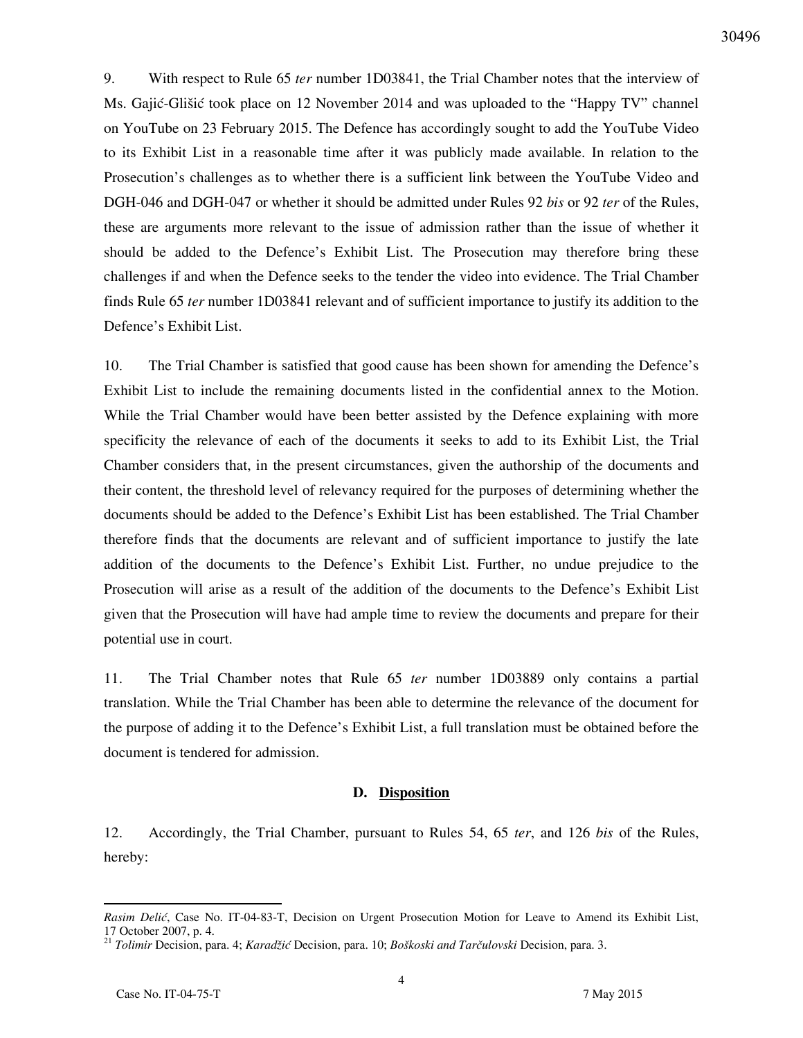9. With respect to Rule 65 *ter* number 1D03841, the Trial Chamber notes that the interview of Ms. Gajić-Glišić took place on 12 November 2014 and was uploaded to the "Happy TV" channel on YouTube on 23 February 2015. The Defence has accordingly sought to add the YouTube Video to its Exhibit List in a reasonable time after it was publicly made available. In relation to the Prosecution's challenges as to whether there is a sufficient link between the YouTube Video and DGH-046 and DGH-047 or whether it should be admitted under Rules 92 *bis* or 92 *ter* of the Rules, these are arguments more relevant to the issue of admission rather than the issue of whether it should be added to the Defence's Exhibit List. The Prosecution may therefore bring these challenges if and when the Defence seeks to the tender the video into evidence. The Trial Chamber finds Rule 65 *ter* number 1D03841 relevant and of sufficient importance to justify its addition to the Defence's Exhibit List.

10. The Trial Chamber is satisfied that good cause has been shown for amending the Defence's Exhibit List to include the remaining documents listed in the confidential annex to the Motion. While the Trial Chamber would have been better assisted by the Defence explaining with more specificity the relevance of each of the documents it seeks to add to its Exhibit List, the Trial Chamber considers that, in the present circumstances, given the authorship of the documents and their content, the threshold level of relevancy required for the purposes of determining whether the documents should be added to the Defence's Exhibit List has been established. The Trial Chamber therefore finds that the documents are relevant and of sufficient importance to justify the late addition of the documents to the Defence's Exhibit List. Further, no undue prejudice to the Prosecution will arise as a result of the addition of the documents to the Defence's Exhibit List given that the Prosecution will have had ample time to review the documents and prepare for their potential use in court.

11. The Trial Chamber notes that Rule 65 *ter* number 1D03889 only contains a partial translation. While the Trial Chamber has been able to determine the relevance of the document for the purpose of adding it to the Defence's Exhibit List, a full translation must be obtained before the document is tendered for admission.

### D. Disposition

12. Accordingly, the Trial Chamber, pursuant to Rules 54, 65 *ter*, and 126 *bis* of the Rules, hereby:

---

*Rasim Delić*, Case No. IT-04-83-T, Decision on Urgent Prosecution Motion for Leave to Amend its Exhibit List, 17 October 2007, p. 4.

[21] *Tolimir* Decision, para. 4; *Karadžić* Decision, para. 10; *Boškoski and Tarčulovski* Decision, para. 3.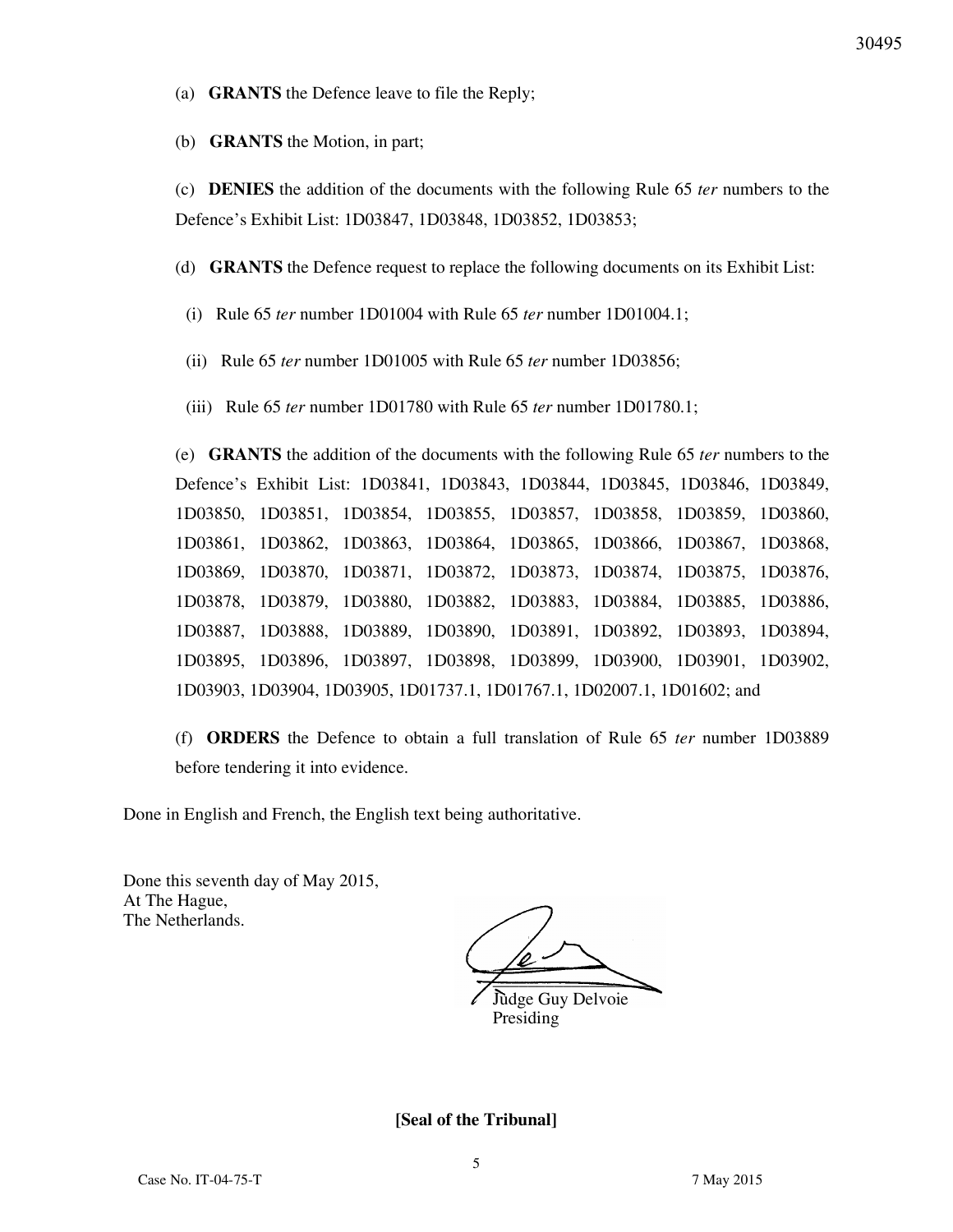(a) **GRANTS** the Defence leave to file the Reply;

(b) **GRANTS** the Motion, in part;

(c) **DENIES** the addition of the documents with the following Rule 65 *ter* numbers to the Defence's Exhibit List: 1D03847, 1D03848, 1D03852, 1D03853;

(d) **GRANTS** the Defence request to replace the following documents on its Exhibit List:

(i) Rule 65 *ter* number 1D01004 with Rule 65 *ter* number 1D01004.1;

(ii) Rule 65 *ter* number 1D01005 with Rule 65 *ter* number 1D03856;

(iii) Rule 65 *ter* number 1D01780 with Rule 65 *ter* number 1D01780.1;

(e) **GRANTS** the addition of the documents with the following Rule 65 *ter* numbers to the Defence's Exhibit List: 1D03841, 1D03843, 1D03844, 1D03845, 1D03846, 1D03849, 1D03850, 1D03851, 1D03854, 1D03855, 1D03857, 1D03858, 1D03859, 1D03860, 1D03861, 1D03862, 1D03863, 1D03864, 1D03865, 1D03866, 1D03867, 1D03868, 1D03869, 1D03870, 1D03871, 1D03872, 1D03873, 1D03874, 1D03875, 1D03876, 1D03878, 1D03879, 1D03880, 1D03882, 1D03883, 1D03884, 1D03885, 1D03886, 1D03887, 1D03888, 1D03889, 1D03890, 1D03891, 1D03892, 1D03893, 1D03894, 1D03895, 1D03896, 1D03897, 1D03898, 1D03899, 1D03900, 1D03901, 1D03902, 1D03903, 1D03904, 1D03905, 1D01737.1, 1D01767.1, 1D02007.1, 1D01602; and

(f) **ORDERS** the Defence to obtain a full translation of Rule 65 *ter* number 1D03889 before tendering it into evidence.

Done in English and French, the English text being authoritative.

Done this seventh day of May 2015,
At The Hague,
The Netherlands.

Judge Guy Delvoie
Presiding

**[Seal of the Tribunal]**